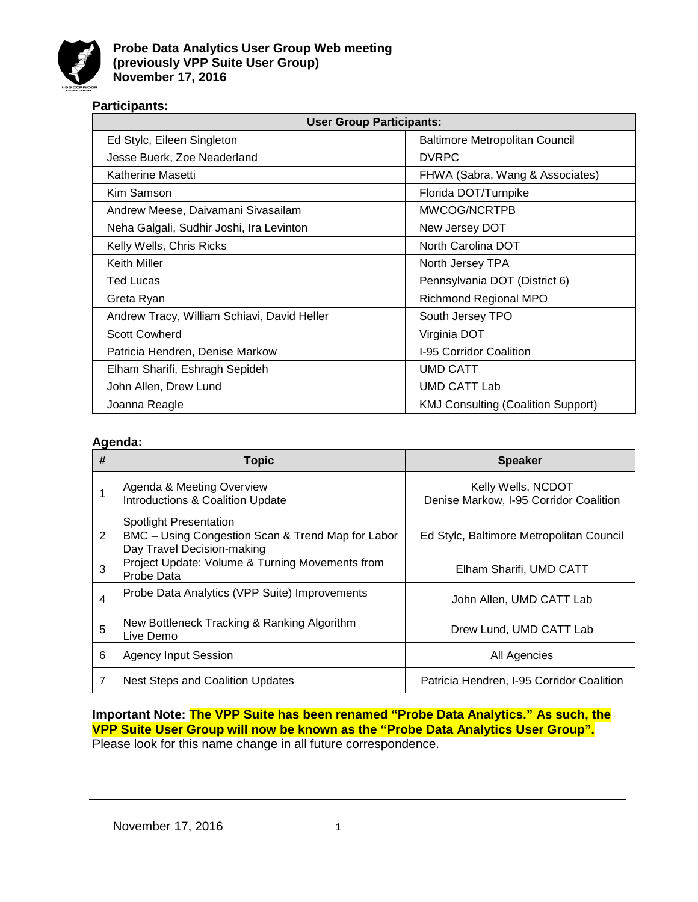# Probe Data Analytics User Group Web meeting (previously VPP Suite User Group) November 17, 2016

## Participants:

| User Group Participants: | |
|---|---|
| Ed Stylc, Eileen Singleton | Baltimore Metropolitan Council |
| Jesse Buerk, Zoe Neaderland | DVRPC |
| Katherine Masetti | FHWA (Sabra, Wang & Associates) |
| Kim Samson | Florida DOT/Turnpike |
| Andrew Meese, Daivamani Sivasailam | MWCOG/NCRTPB |
| Neha Galgali, Sudhir Joshi, Ira Levinton | New Jersey DOT |
| Kelly Wells, Chris Ricks | North Carolina DOT |
| Keith Miller | North Jersey TPA |
| Ted Lucas | Pennsylvania DOT (District 6) |
| Greta Ryan | Richmond Regional MPO |
| Andrew Tracy, William Schiavi, David Heller | South Jersey TPO |
| Scott Cowherd | Virginia DOT |
| Patricia Hendren, Denise Markow | I-95 Corridor Coalition |
| Elham Sharifi, Eshragh Sepideh | UMD CATT |
| John Allen, Drew Lund | UMD CATT Lab |
| Joanna Reagle | KMJ Consulting (Coalition Support) |

## Agenda:

| # | Topic | Speaker |
|---|---|---|
| 1 | Agenda & Meeting Overview<br>Introductions & Coalition Update | Kelly Wells, NCDOT<br>Denise Markow, I-95 Corridor Coalition |
| 2 | Spotlight Presentation<br>BMC – Using Congestion Scan & Trend Map for Labor Day Travel Decision-making | Ed Stylc, Baltimore Metropolitan Council |
| 3 | Project Update: Volume & Turning Movements from Probe Data | Elham Sharifi, UMD CATT |
| 4 | Probe Data Analytics (VPP Suite) Improvements | John Allen, UMD CATT Lab |
| 5 | New Bottleneck Tracking & Ranking Algorithm<br>Live Demo | Drew Lund, UMD CATT Lab |
| 6 | Agency Input Session | All Agencies |
| 7 | Nest Steps and Coalition Updates | Patricia Hendren, I-95 Corridor Coalition |

**Important Note: The VPP Suite has been renamed "Probe Data Analytics." As such, the VPP Suite User Group will now be known as the "Probe Data Analytics User Group".** Please look for this name change in all future correspondence.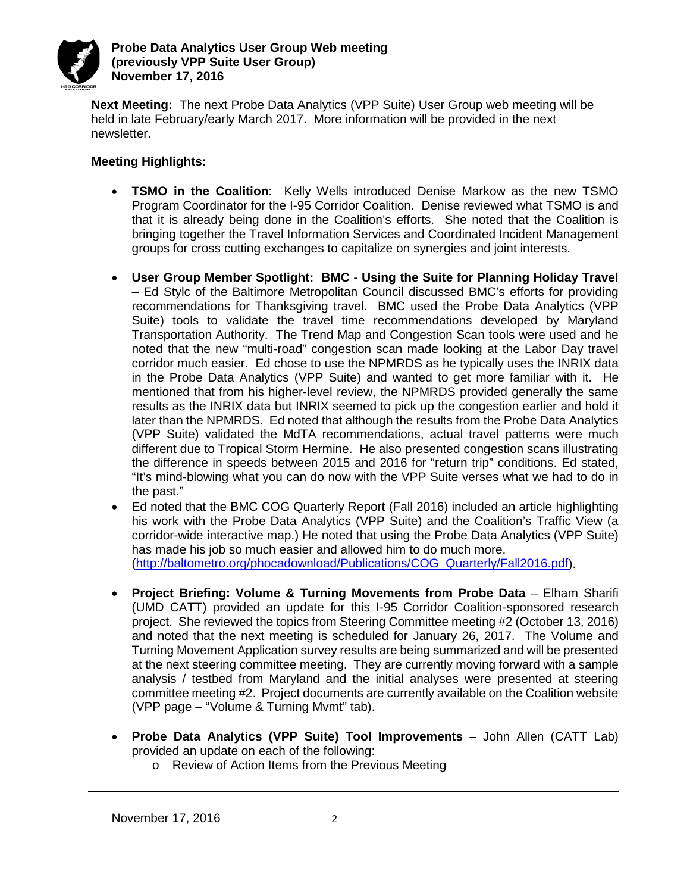**Next Meeting:** The next Probe Data Analytics (VPP Suite) User Group web meeting will be held in late February/early March 2017. More information will be provided in the next newsletter.

**Meeting Highlights:**

- **TSMO in the Coalition**: Kelly Wells introduced Denise Markow as the new TSMO Program Coordinator for the I-95 Corridor Coalition. Denise reviewed what TSMO is and that it is already being done in the Coalition's efforts. She noted that the Coalition is bringing together the Travel Information Services and Coordinated Incident Management groups for cross cutting exchanges to capitalize on synergies and joint interests.

- **User Group Member Spotlight: BMC - Using the Suite for Planning Holiday Travel** – Ed Stylc of the Baltimore Metropolitan Council discussed BMC's efforts for providing recommendations for Thanksgiving travel. BMC used the Probe Data Analytics (VPP Suite) tools to validate the travel time recommendations developed by Maryland Transportation Authority. The Trend Map and Congestion Scan tools were used and he noted that the new "multi-road" congestion scan made looking at the Labor Day travel corridor much easier. Ed chose to use the NPMRDS as he typically uses the INRIX data in the Probe Data Analytics (VPP Suite) and wanted to get more familiar with it. He mentioned that from his higher-level review, the NPMRDS provided generally the same results as the INRIX data but INRIX seemed to pick up the congestion earlier and hold it later than the NPMRDS. Ed noted that although the results from the Probe Data Analytics (VPP Suite) validated the MdTA recommendations, actual travel patterns were much different due to Tropical Storm Hermine. He also presented congestion scans illustrating the difference in speeds between 2015 and 2016 for "return trip" conditions. Ed stated, "It's mind-blowing what you can do now with the VPP Suite verses what we had to do in the past."
- Ed noted that the BMC COG Quarterly Report (Fall 2016) included an article highlighting his work with the Probe Data Analytics (VPP Suite) and the Coalition's Traffic View (a corridor-wide interactive map.) He noted that using the Probe Data Analytics (VPP Suite) has made his job so much easier and allowed him to do much more. (http://baltometro.org/phocadownload/Publications/COG_Quarterly/Fall2016.pdf).

- **Project Briefing: Volume & Turning Movements from Probe Data** – Elham Sharifi (UMD CATT) provided an update for this I-95 Corridor Coalition-sponsored research project. She reviewed the topics from Steering Committee meeting #2 (October 13, 2016) and noted that the next meeting is scheduled for January 26, 2017. The Volume and Turning Movement Application survey results are being summarized and will be presented at the next steering committee meeting. They are currently moving forward with a sample analysis / testbed from Maryland and the initial analyses were presented at steering committee meeting #2. Project documents are currently available on the Coalition website (VPP page – "Volume & Turning Mvmt" tab).

- **Probe Data Analytics (VPP Suite) Tool Improvements** – John Allen (CATT Lab) provided an update on each of the following:
  - Review of Action Items from the Previous Meeting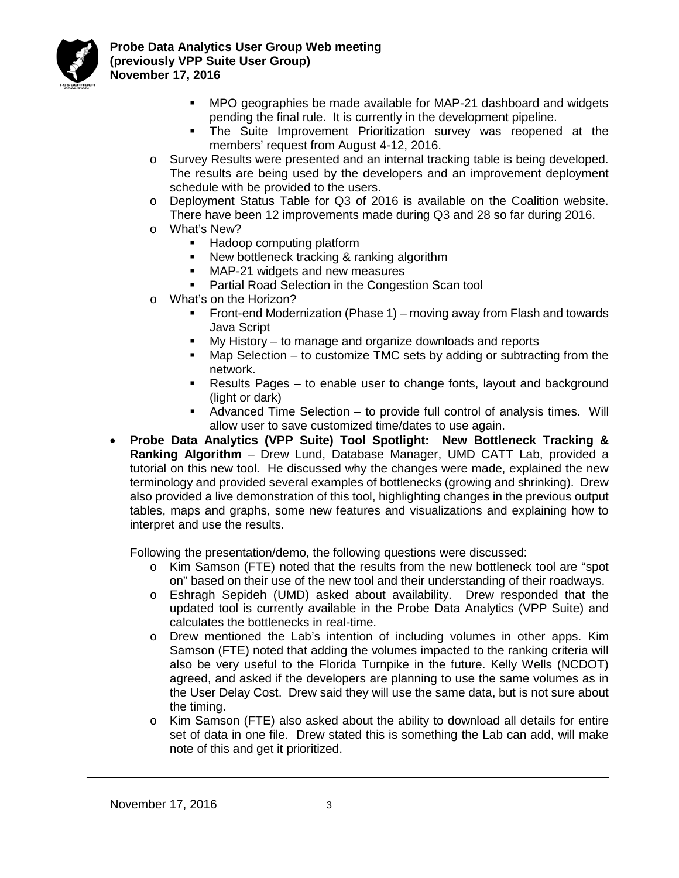- MPO geographies be made available for MAP-21 dashboard and widgets pending the final rule. It is currently in the development pipeline.
        - The Suite Improvement Prioritization survey was reopened at the members' request from August 4-12, 2016.
    - Survey Results were presented and an internal tracking table is being developed. The results are being used by the developers and an improvement deployment schedule with be provided to the users.
    - Deployment Status Table for Q3 of 2016 is available on the Coalition website. There have been 12 improvements made during Q3 and 28 so far during 2016.
    - What's New?
        - Hadoop computing platform
        - New bottleneck tracking & ranking algorithm
        - MAP-21 widgets and new measures
        - Partial Road Selection in the Congestion Scan tool
    - What's on the Horizon?
        - Front-end Modernization (Phase 1) – moving away from Flash and towards Java Script
        - My History – to manage and organize downloads and reports
        - Map Selection – to customize TMC sets by adding or subtracting from the network.
        - Results Pages – to enable user to change fonts, layout and background (light or dark)
        - Advanced Time Selection – to provide full control of analysis times. Will allow user to save customized time/dates to use again.

- **Probe Data Analytics (VPP Suite) Tool Spotlight: New Bottleneck Tracking & Ranking Algorithm** – Drew Lund, Database Manager, UMD CATT Lab, provided a tutorial on this new tool. He discussed why the changes were made, explained the new terminology and provided several examples of bottlenecks (growing and shrinking). Drew also provided a live demonstration of this tool, highlighting changes in the previous output tables, maps and graphs, some new features and visualizations and explaining how to interpret and use the results.

  Following the presentation/demo, the following questions were discussed:
    - Kim Samson (FTE) noted that the results from the new bottleneck tool are "spot on" based on their use of the new tool and their understanding of their roadways.
    - Eshragh Sepideh (UMD) asked about availability. Drew responded that the updated tool is currently available in the Probe Data Analytics (VPP Suite) and calculates the bottlenecks in real-time.
    - Drew mentioned the Lab's intention of including volumes in other apps. Kim Samson (FTE) noted that adding the volumes impacted to the ranking criteria will also be very useful to the Florida Turnpike in the future. Kelly Wells (NCDOT) agreed, and asked if the developers are planning to use the same volumes as in the User Delay Cost. Drew said they will use the same data, but is not sure about the timing.
    - Kim Samson (FTE) also asked about the ability to download all details for entire set of data in one file. Drew stated this is something the Lab can add, will make note of this and get it prioritized.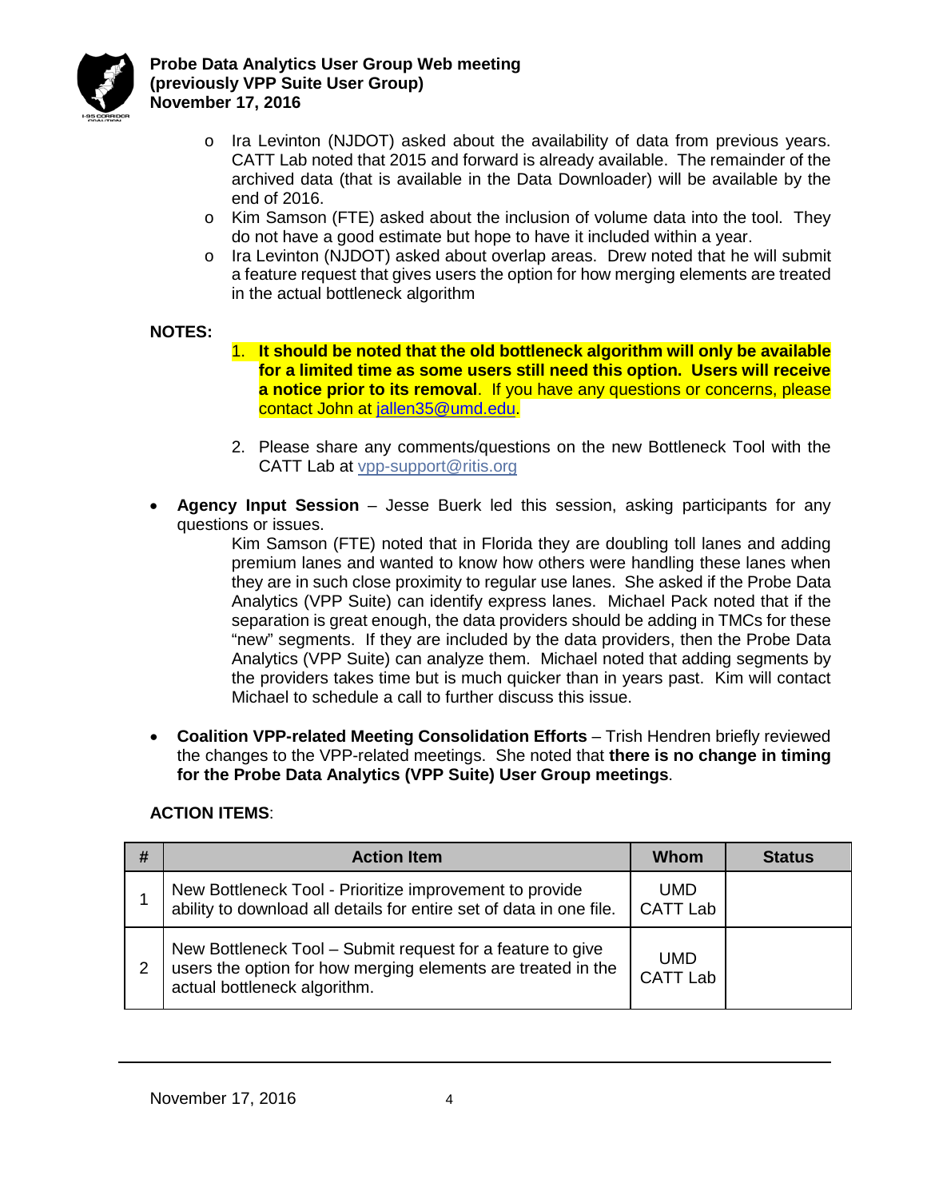- Ira Levinton (NJDOT) asked about the availability of data from previous years. CATT Lab noted that 2015 and forward is already available. The remainder of the archived data (that is available in the Data Downloader) will be available by the end of 2016.
- Kim Samson (FTE) asked about the inclusion of volume data into the tool. They do not have a good estimate but hope to have it included within a year.
- Ira Levinton (NJDOT) asked about overlap areas. Drew noted that he will submit a feature request that gives users the option for how merging elements are treated in the actual bottleneck algorithm

**NOTES:**

1. **It should be noted that the old bottleneck algorithm will only be available for a limited time as some users still need this option. Users will receive a notice prior to its removal**. If you have any questions or concerns, please contact John at jallen35@umd.edu.

2. Please share any comments/questions on the new Bottleneck Tool with the CATT Lab at vpp-support@ritis.org

- **Agency Input Session** – Jesse Buerk led this session, asking participants for any questions or issues.

  Kim Samson (FTE) noted that in Florida they are doubling toll lanes and adding premium lanes and wanted to know how others were handling these lanes when they are in such close proximity to regular use lanes. She asked if the Probe Data Analytics (VPP Suite) can identify express lanes. Michael Pack noted that if the separation is great enough, the data providers should be adding in TMCs for these "new" segments. If they are included by the data providers, then the Probe Data Analytics (VPP Suite) can analyze them. Michael noted that adding segments by the providers takes time but is much quicker than in years past. Kim will contact Michael to schedule a call to further discuss this issue.

- **Coalition VPP-related Meeting Consolidation Efforts** – Trish Hendren briefly reviewed the changes to the VPP-related meetings. She noted that **there is no change in timing for the Probe Data Analytics (VPP Suite) User Group meetings**.

**ACTION ITEMS**:

| # | Action Item | Whom | Status |
|---|---|---|---|
| 1 | New Bottleneck Tool - Prioritize improvement to provide ability to download all details for entire set of data in one file. | UMD CATT Lab | |
| 2 | New Bottleneck Tool – Submit request for a feature to give users the option for how merging elements are treated in the actual bottleneck algorithm. | UMD CATT Lab | |